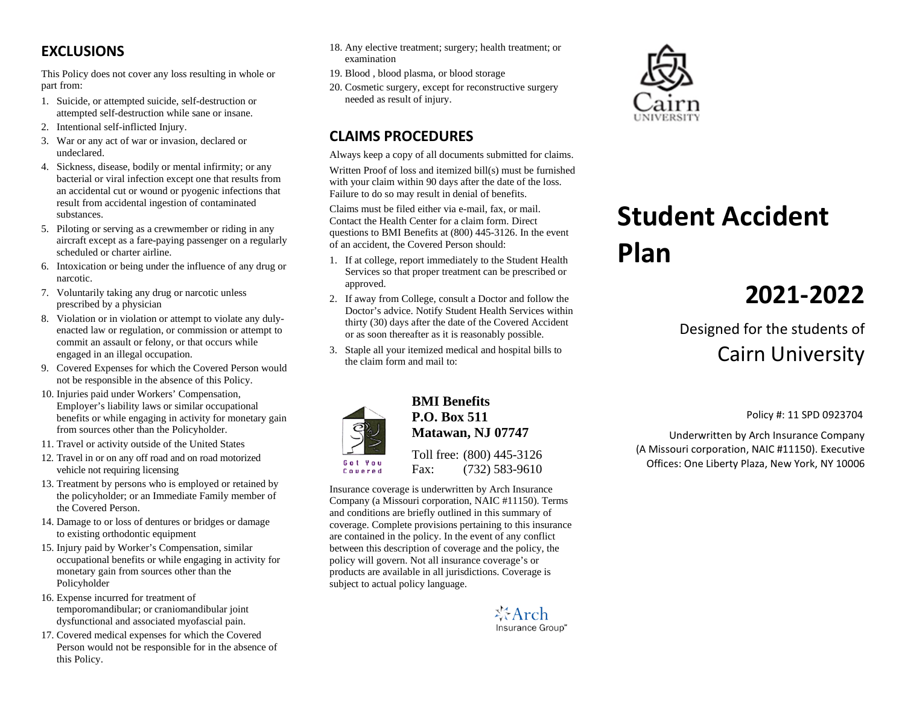## EXCLUSIONS

This Policy does not cover any loss resulting in whole or part from:

1. Suicide, or attempted suicide, self-destruction or attempted self-destruction while sane or insane.
2. Intentional self-inflicted Injury.
3. War or any act of war or invasion, declared or undeclared.
4. Sickness, disease, bodily or mental infirmity; or any bacterial or viral infection except one that results from an accidental cut or wound or pyogenic infections that result from accidental ingestion of contaminated substances.
5. Piloting or serving as a crewmember or riding in any aircraft except as a fare-paying passenger on a regularly scheduled or charter airline.
6. Intoxication or being under the influence of any drug or narcotic.
7. Voluntarily taking any drug or narcotic unless prescribed by a physician
8. Violation or in violation or attempt to violate any duly-enacted law or regulation, or commission or attempt to commit an assault or felony, or that occurs while engaged in an illegal occupation.
9. Covered Expenses for which the Covered Person would not be responsible in the absence of this Policy.
10. Injuries paid under Workers' Compensation, Employer's liability laws or similar occupational benefits or while engaging in activity for monetary gain from sources other than the Policyholder.
11. Travel or activity outside of the United States
12. Travel in or on any off road and on road motorized vehicle not requiring licensing
13. Treatment by persons who is employed or retained by the policyholder; or an Immediate Family member of the Covered Person.
14. Damage to or loss of dentures or bridges or damage to existing orthodontic equipment
15. Injury paid by Worker's Compensation, similar occupational benefits or while engaging in activity for monetary gain from sources other than the Policyholder
16. Expense incurred for treatment of temporomandibular; or craniomandibular joint dysfunctional and associated myofascial pain.
17. Covered medical expenses for which the Covered Person would not be responsible for in the absence of this Policy.
18. Any elective treatment; surgery; health treatment; or examination
19. Blood , blood plasma, or blood storage
20. Cosmetic surgery, except for reconstructive surgery needed as result of injury.

## CLAIMS PROCEDURES

Always keep a copy of all documents submitted for claims.

Written Proof of loss and itemized bill(s) must be furnished with your claim within 90 days after the date of the loss. Failure to do so may result in denial of benefits.

Claims must be filed either via e-mail, fax, or mail. Contact the Health Center for a claim form. Direct questions to BMI Benefits at (800) 445-3126. In the event of an accident, the Covered Person should:

1. If at college, report immediately to the Student Health Services so that proper treatment can be prescribed or approved.
2. If away from College, consult a Doctor and follow the Doctor's advice. Notify Student Health Services within thirty (30) days after the date of the Covered Accident or as soon thereafter as it is reasonably possible.
3. Staple all your itemized medical and hospital bills to the claim form and mail to:

Got You Covered

**BMI Benefits**
**P.O. Box 511**
**Matawan, NJ 07747**

Toll free: (800) 445-3126
Fax: (732) 583-9610

Insurance coverage is underwritten by Arch Insurance Company (a Missouri corporation, NAIC #11150). Terms and conditions are briefly outlined in this summary of coverage. Complete provisions pertaining to this insurance are contained in the policy. In the event of any conflict between this description of coverage and the policy, the policy will govern. Not all insurance coverage's or products are available in all jurisdictions. Coverage is subject to actual policy language.

Arch Insurance Group

Cairn UNIVERSITY

# Student Accident Plan

# 2021-2022

Designed for the students of

Cairn University

Policy #: 11 SPD 0923704

Underwritten by Arch Insurance Company (A Missouri corporation, NAIC #11150). Executive Offices: One Liberty Plaza, New York, NY 10006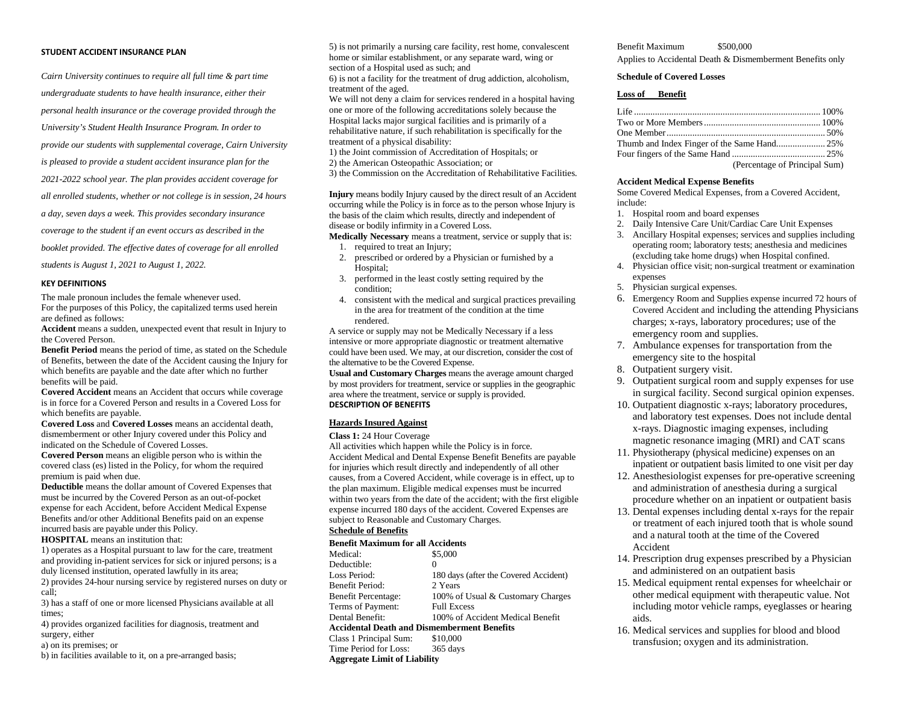**STUDENT ACCIDENT INSURANCE PLAN**

*Cairn University continues to require all full time & part time undergraduate students to have health insurance, either their personal health insurance or the coverage provided through the University's Student Health Insurance Program. In order to provide our students with supplemental coverage, Cairn University is pleased to provide a student accident insurance plan for the 2021-2022 school year. The plan provides accident coverage for all enrolled students, whether or not college is in session, 24 hours a day, seven days a week. This provides secondary insurance coverage to the student if an event occurs as described in the booklet provided. The effective dates of coverage for all enrolled students is August 1, 2021 to August 1, 2022.*

**KEY DEFINITIONS**

The male pronoun includes the female whenever used.
For the purposes of this Policy, the capitalized terms used herein are defined as follows:

**Accident** means a sudden, unexpected event that result in Injury to the Covered Person.

**Benefit Period** means the period of time, as stated on the Schedule of Benefits, between the date of the Accident causing the Injury for which benefits are payable and the date after which no further benefits will be paid.

**Covered Accident** means an Accident that occurs while coverage is in force for a Covered Person and results in a Covered Loss for which benefits are payable.

**Covered Loss** and **Covered Losses** means an accidental death, dismemberment or other Injury covered under this Policy and indicated on the Schedule of Covered Losses.

**Covered Person** means an eligible person who is within the covered class (es) listed in the Policy, for whom the required premium is paid when due.

**Deductible** means the dollar amount of Covered Expenses that must be incurred by the Covered Person as an out-of-pocket expense for each Accident, before Accident Medical Expense Benefits and/or other Additional Benefits paid on an expense incurred basis are payable under this Policy.

**HOSPITAL** means an institution that:
1) operates as a Hospital pursuant to law for the care, treatment and providing in-patient services for sick or injured persons; is a duly licensed institution, operated lawfully in its area;
2) provides 24-hour nursing service by registered nurses on duty or call;
3) has a staff of one or more licensed Physicians available at all times;
4) provides organized facilities for diagnosis, treatment and surgery, either
a) on its premises; or
b) in facilities available to it, on a pre-arranged basis;
5) is not primarily a nursing care facility, rest home, convalescent home or similar establishment, or any separate ward, wing or section of a Hospital used as such; and
6) is not a facility for the treatment of drug addiction, alcoholism, treatment of the aged.

We will not deny a claim for services rendered in a hospital having one or more of the following accreditations solely because the Hospital lacks major surgical facilities and is primarily of a rehabilitative nature, if such rehabilitation is specifically for the treatment of a physical disability:
1) the Joint commission of Accreditation of Hospitals; or
2) the American Osteopathic Association; or
3) the Commission on the Accreditation of Rehabilitative Facilities.

**Injury** means bodily Injury caused by the direct result of an Accident occurring while the Policy is in force as to the person whose Injury is the basis of the claim which results, directly and independent of disease or bodily infirmity in a Covered Loss.

**Medically Necessary** means a treatment, service or supply that is:
1. required to treat an Injury;
2. prescribed or ordered by a Physician or furnished by a Hospital;
3. performed in the least costly setting required by the condition;
4. consistent with the medical and surgical practices prevailing in the area for treatment of the condition at the time rendered.

A service or supply may not be Medically Necessary if a less intensive or more appropriate diagnostic or treatment alternative could have been used. We may, at our discretion, consider the cost of the alternative to be the Covered Expense.

**Usual and Customary Charges** means the average amount charged by most providers for treatment, service or supplies in the geographic area where the treatment, service or supply is provided.

**DESCRIPTION OF BENEFITS**

**Hazards Insured Against**

**Class 1:** 24 Hour Coverage
All activities which happen while the Policy is in force.
Accident Medical and Dental Expense Benefit Benefits are payable for injuries which result directly and independently of all other causes, from a Covered Accident, while coverage is in effect, up to the plan maximum. Eligible medical expenses must be incurred within two years from the date of the accident; with the first eligible expense incurred 180 days of the accident. Covered Expenses are subject to Reasonable and Customary Charges.

**Schedule of Benefits**

**Benefit Maximum for all Accidents**

| | |
|---|---|
| Medical: | $5,000 |
| Deductible: | 0 |
| Loss Period: | 180 days (after the Covered Accident) |
| Benefit Period: | 2 Years |
| Benefit Percentage: | 100% of Usual & Customary Charges |
| Terms of Payment: | Full Excess |
| Dental Benefit: | 100% of Accident Medical Benefit |

**Accidental Death and Dismemberment Benefits**

| | |
|---|---|
| Class 1 Principal Sum: | $10,000 |
| Time Period for Loss: | 365 days |

**Aggregate Limit of Liability**

| | |
|---|---|
| Benefit Maximum | $500,000 |

Applies to Accidental Death & Dismemberment Benefits only

**Schedule of Covered Losses**

| Loss of | Benefit |
|---|---|
| Life | 100% |
| Two or More Members | 100% |
| One Member | 50% |
| Thumb and Index Finger of the Same Hand | 25% |
| Four fingers of the Same Hand | 25% |

(Percentage of Principal Sum)

**Accident Medical Expense Benefits**

Some Covered Medical Expenses, from a Covered Accident, include:

1. Hospital room and board expenses
2. Daily Intensive Care Unit/Cardiac Care Unit Expenses
3. Ancillary Hospital expenses; services and supplies including operating room; laboratory tests; anesthesia and medicines (excluding take home drugs) when Hospital confined.
4. Physician office visit; non-surgical treatment or examination expenses
5. Physician surgical expenses.
6. Emergency Room and Supplies expense incurred 72 hours of Covered Accident and including the attending Physicians charges; x-rays, laboratory procedures; use of the emergency room and supplies.
7. Ambulance expenses for transportation from the emergency site to the hospital
8. Outpatient surgery visit.
9. Outpatient surgical room and supply expenses for use in surgical facility. Second surgical opinion expenses.
10. Outpatient diagnostic x-rays; laboratory procedures, and laboratory test expenses. Does not include dental x-rays. Diagnostic imaging expenses, including magnetic resonance imaging (MRI) and CAT scans
11. Physiotherapy (physical medicine) expenses on an inpatient or outpatient basis limited to one visit per day
12. Anesthesiologist expenses for pre-operative screening and administration of anesthesia during a surgical procedure whether on an inpatient or outpatient basis
13. Dental expenses including dental x-rays for the repair or treatment of each injured tooth that is whole sound and a natural tooth at the time of the Covered Accident
14. Prescription drug expenses prescribed by a Physician and administered on an outpatient basis
15. Medical equipment rental expenses for wheelchair or other medical equipment with therapeutic value. Not including motor vehicle ramps, eyeglasses or hearing aids.
16. Medical services and supplies for blood and blood transfusion; oxygen and its administration.